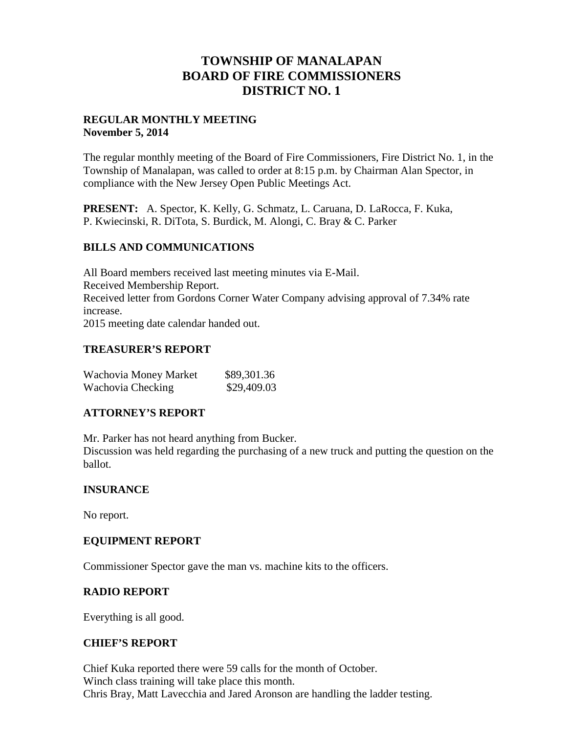# TOWNSHIP OF MANALAPAN
# BOARD OF FIRE COMMISSIONERS
# DISTRICT NO. 1

**REGULAR MONTHLY MEETING**
**November 5, 2014**

The regular monthly meeting of the Board of Fire Commissioners, Fire District No. 1, in the Township of Manalapan, was called to order at 8:15 p.m. by Chairman Alan Spector, in compliance with the New Jersey Open Public Meetings Act.

**PRESENT:** A. Spector, K. Kelly, G. Schmatz, L. Caruana, D. LaRocca, F. Kuka, P. Kwiecinski, R. DiTota, S. Burdick, M. Alongi, C. Bray & C. Parker

## BILLS AND COMMUNICATIONS

All Board members received last meeting minutes via E-Mail.
Received Membership Report.
Received letter from Gordons Corner Water Company advising approval of 7.34% rate increase.
2015 meeting date calendar handed out.

## TREASURER'S REPORT

| | |
|---|---|
| Wachovia Money Market | $89,301.36 |
| Wachovia Checking | $29,409.03 |

## ATTORNEY'S REPORT

Mr. Parker has not heard anything from Bucker.
Discussion was held regarding the purchasing of a new truck and putting the question on the ballot.

## INSURANCE

No report.

## EQUIPMENT REPORT

Commissioner Spector gave the man vs. machine kits to the officers.

## RADIO REPORT

Everything is all good.

## CHIEF'S REPORT

Chief Kuka reported there were 59 calls for the month of October.
Winch class training will take place this month.
Chris Bray, Matt Lavecchia and Jared Aronson are handling the ladder testing.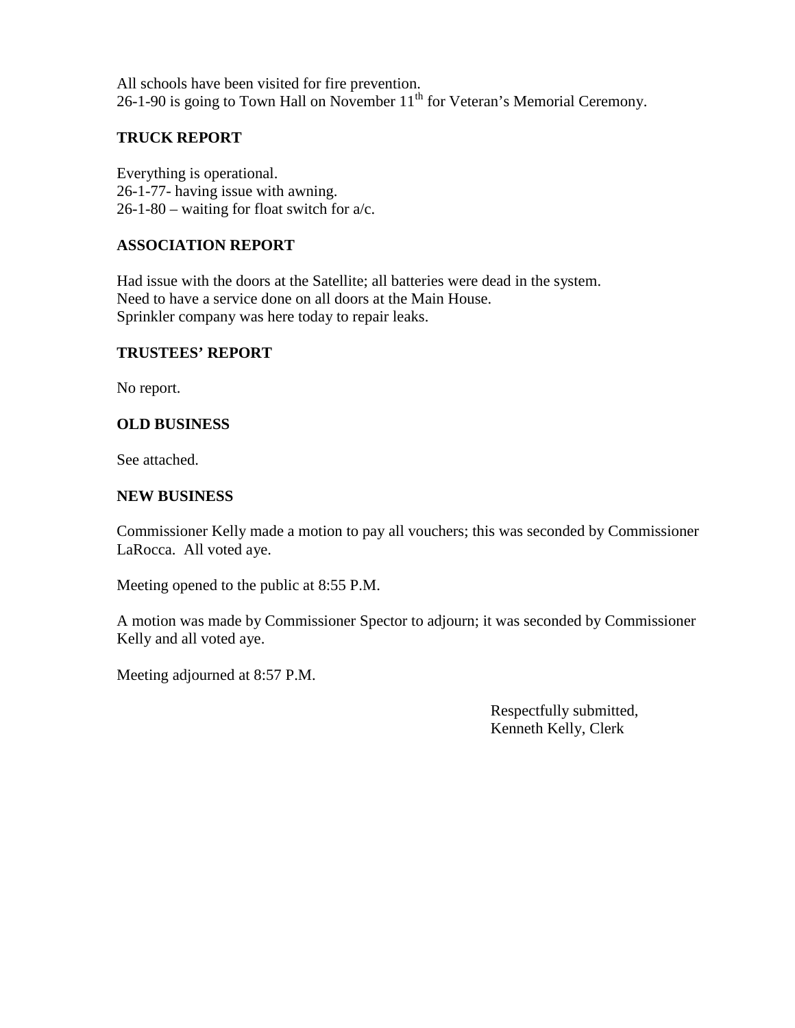All schools have been visited for fire prevention.
26-1-90 is going to Town Hall on November 11th for Veteran's Memorial Ceremony.

**TRUCK REPORT**

Everything is operational.
26-1-77- having issue with awning.
26-1-80 – waiting for float switch for a/c.

**ASSOCIATION REPORT**

Had issue with the doors at the Satellite; all batteries were dead in the system.
Need to have a service done on all doors at the Main House.
Sprinkler company was here today to repair leaks.

**TRUSTEES' REPORT**

No report.

**OLD BUSINESS**

See attached.

**NEW BUSINESS**

Commissioner Kelly made a motion to pay all vouchers; this was seconded by Commissioner LaRocca. All voted aye.

Meeting opened to the public at 8:55 P.M.

A motion was made by Commissioner Spector to adjourn; it was seconded by Commissioner Kelly and all voted aye.

Meeting adjourned at 8:57 P.M.

Respectfully submitted,
Kenneth Kelly, Clerk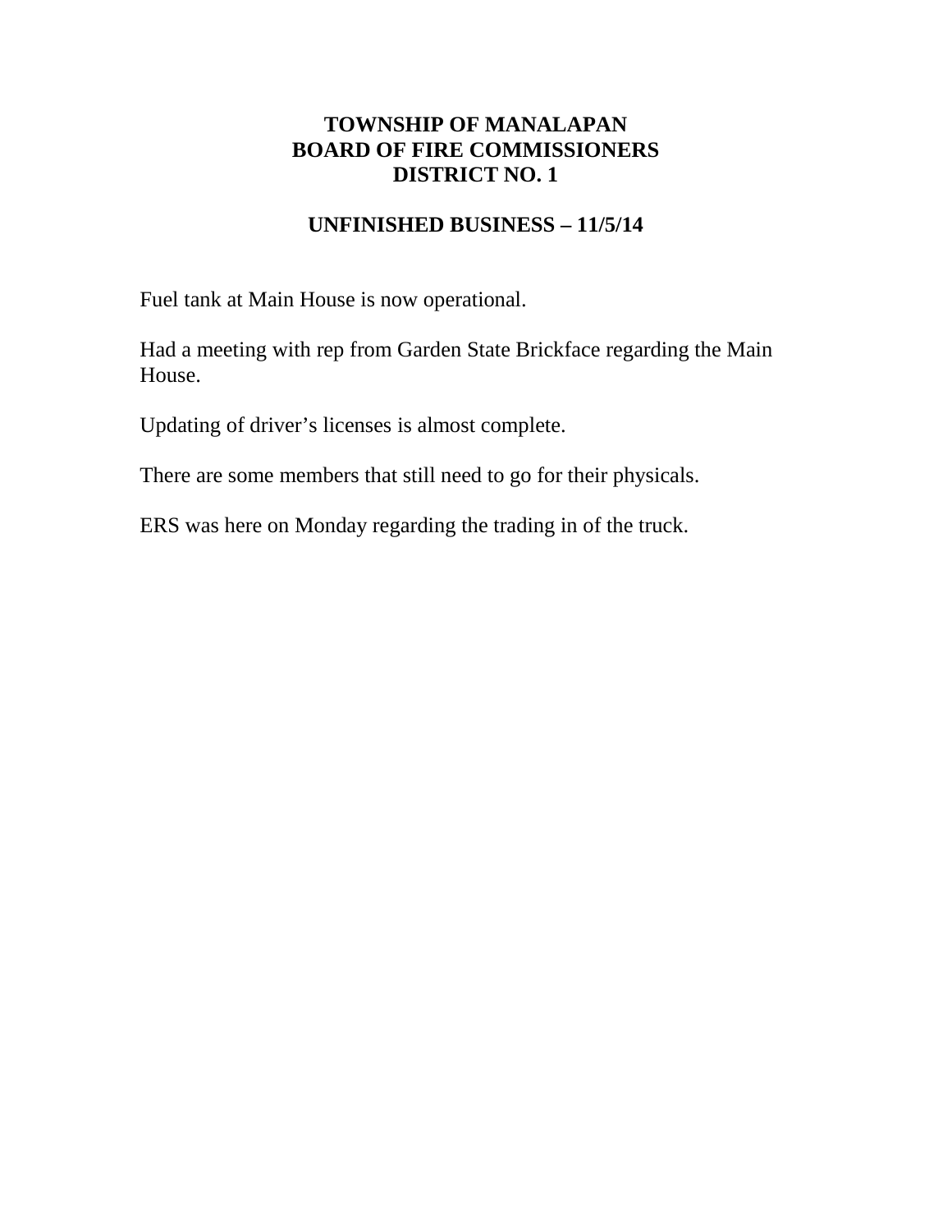# TOWNSHIP OF MANALAPAN
# BOARD OF FIRE COMMISSIONERS
# DISTRICT NO. 1

## UNFINISHED BUSINESS – 11/5/14

Fuel tank at Main House is now operational.

Had a meeting with rep from Garden State Brickface regarding the Main House.

Updating of driver's licenses is almost complete.

There are some members that still need to go for their physicals.

ERS was here on Monday regarding the trading in of the truck.